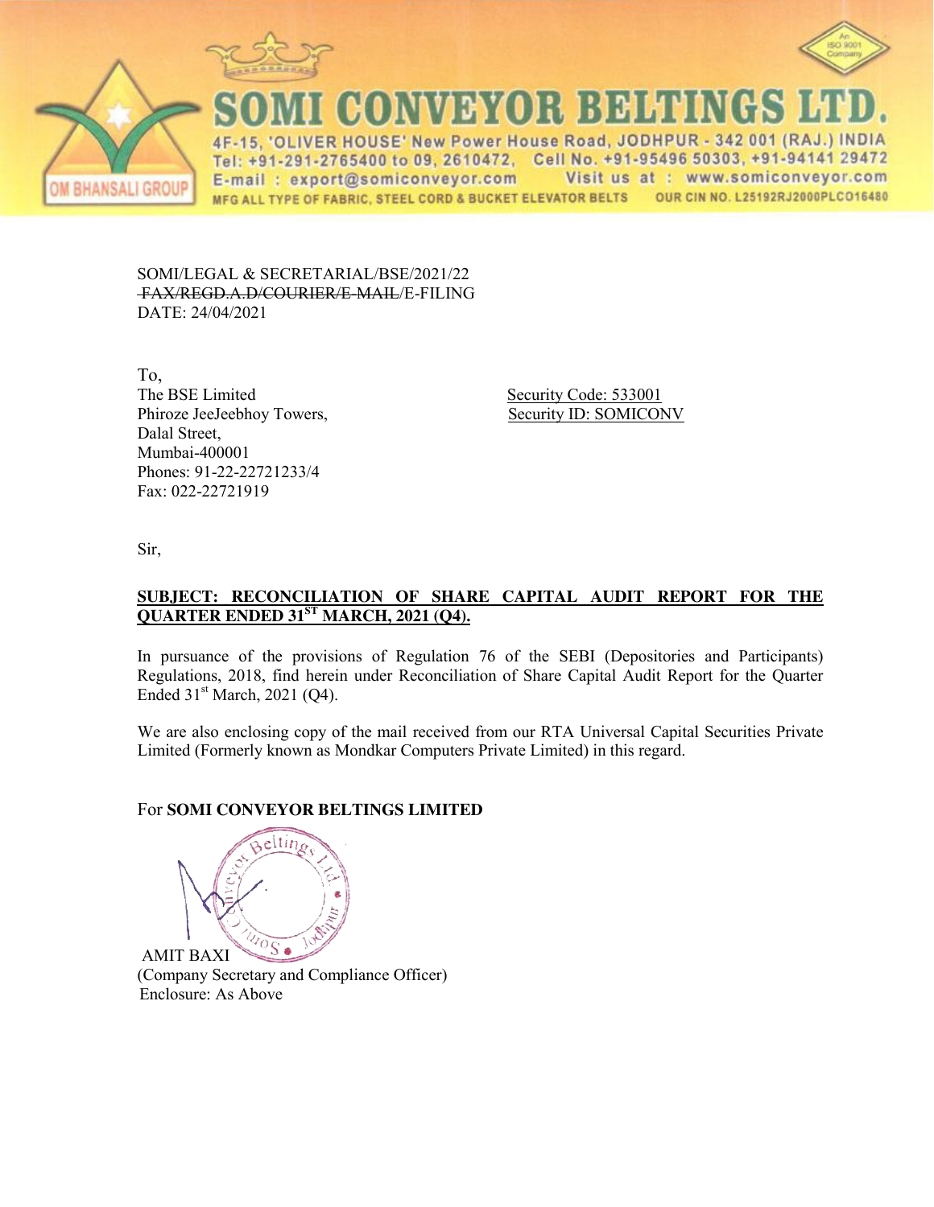# SOMI CONVEYOR BELTINGS LTD.

4F-15, 'OLIVER HOUSE' New Power House Road, JODHPUR - 342 001 (RAJ.) INDIA
Tel: +91-291-2765400 to 09, 2610472, Cell No. +91-95496 50303, +91-94141 29472
E-mail : export@somiconveyor.com Visit us at : www.somiconveyor.com
MFG ALL TYPE OF FABRIC, STEEL CORD & BUCKET ELEVATOR BELTS OUR CIN NO. L25192RJ2000PLCO16480

OM BHANSALI GROUP

SOMI/LEGAL & SECRETARIAL/BSE/2021/22
~~FAX/REGD.A.D/COURIER/E-MAIL~~/E-FILING
DATE: 24/04/2021

To,
The BSE Limited
Phiroze JeeJeebhoy Towers,
Dalal Street,
Mumbai-400001
Phones: 91-22-22721233/4
Fax: 022-22721919

Security Code: 533001
Security ID: SOMICONV

Sir,

**SUBJECT: RECONCILIATION OF SHARE CAPITAL AUDIT REPORT FOR THE QUARTER ENDED 31ST MARCH, 2021 (Q4).**

In pursuance of the provisions of Regulation 76 of the SEBI (Depositories and Participants) Regulations, 2018, find herein under Reconciliation of Share Capital Audit Report for the Quarter Ended 31st March, 2021 (Q4).

We are also enclosing copy of the mail received from our RTA Universal Capital Securities Private Limited (Formerly known as Mondkar Computers Private Limited) in this regard.

For **SOMI CONVEYOR BELTINGS LIMITED**

AMIT BAXI
(Company Secretary and Compliance Officer)
Enclosure: As Above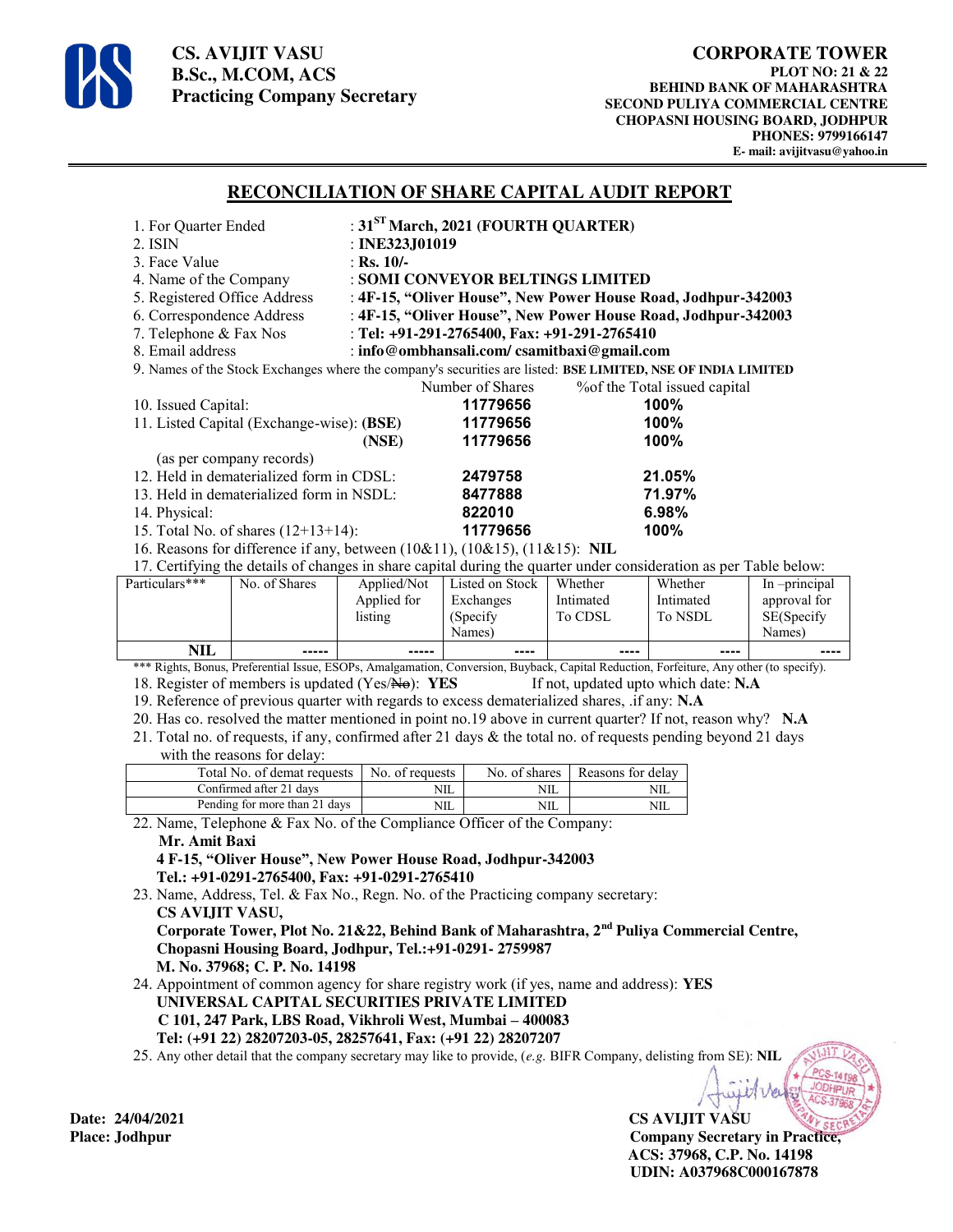CS. AVIJIT VASU
B.Sc., M.COM, ACS
Practicing Company Secretary

CORPORATE TOWER
PLOT NO: 21 & 22
BEHIND BANK OF MAHARASHTRA
SECOND PULIYA COMMERCIAL CENTRE
CHOPASNI HOUSING BOARD, JODHPUR
PHONES: 9799166147
E- mail: avijitvasu@yahoo.in

## RECONCILIATION OF SHARE CAPITAL AUDIT REPORT

1. For Quarter Ended : **31ST March, 2021 (FOURTH QUARTER)**
2. ISIN : **INE323J01019**
3. Face Value : **Rs. 10/-**
4. Name of the Company : **SOMI CONVEYOR BELTINGS LIMITED**
5. Registered Office Address : **4F-15, "Oliver House", New Power House Road, Jodhpur-342003**
6. Correspondence Address : **4F-15, "Oliver House", New Power House Road, Jodhpur-342003**
7. Telephone & Fax Nos : **Tel: +91-291-2765400, Fax: +91-291-2765410**
8. Email address : **info@ombhansali.com/ csamitbaxi@gmail.com**
9. Names of the Stock Exchanges where the company's securities are listed: **BSE LIMITED, NSE OF INDIA LIMITED**

| | Number of Shares | %of the Total issued capital |
|---|---|---|
| 10. Issued Capital: | **11779656** | **100%** |
| 11. Listed Capital (Exchange-wise): **(BSE)** | **11779656** | **100%** |
| **(NSE)** | **11779656** | **100%** |
| (as per company records) | | |
| 12. Held in dematerialized form in CDSL: | **2479758** | **21.05%** |
| 13. Held in dematerialized form in NSDL: | **8477888** | **71.97%** |
| 14. Physical: | **822010** | **6.98%** |
| 15. Total No. of shares (12+13+14): | **11779656** | **100%** |

16. Reasons for difference if any, between (10&11), (10&15), (11&15): **NIL**

17. Certifying the details of changes in share capital during the quarter under consideration as per Table below:

| Particulars*** | No. of Shares | Applied/Not Applied for listing | Listed on Stock Exchanges (Specify Names) | Whether Intimated To CDSL | Whether Intimated To NSDL | In –principal approval for SE(Specify Names) |
|---|---|---|---|---|---|---|
| **NIL** | ----- | ----- | ---- | ---- | ---- | ---- |

*** Rights, Bonus, Preferential Issue, ESOPs, Amalgamation, Conversion, Buyback, Capital Reduction, Forfeiture, Any other (to specify).

18. Register of members is updated (Yes/~~No~~): **YES** If not, updated upto which date: **N.A**
19. Reference of previous quarter with regards to excess dematerialized shares, .if any: **N.A**
20. Has co. resolved the matter mentioned in point no.19 above in current quarter? If not, reason why? **N.A**
21. Total no. of requests, if any, confirmed after 21 days & the total no. of requests pending beyond 21 days with the reasons for delay:

| Total No. of demat requests | No. of requests | No. of shares | Reasons for delay |
|---|---|---|---|
| Confirmed after 21 days | NIL | NIL | NIL |
| Pending for more than 21 days | NIL | NIL | NIL |

22. Name, Telephone & Fax No. of the Compliance Officer of the Company:
    **Mr. Amit Baxi**
    **4 F-15, "Oliver House", New Power House Road, Jodhpur-342003**
    **Tel.: +91-0291-2765400, Fax: +91-0291-2765410**
23. Name, Address, Tel. & Fax No., Regn. No. of the Practicing company secretary:
    **CS AVIJIT VASU,**
    **Corporate Tower, Plot No. 21&22, Behind Bank of Maharashtra, 2nd Puliya Commercial Centre, Chopasni Housing Board, Jodhpur, Tel.:+91-0291- 2759987**
    **M. No. 37968; C. P. No. 14198**
24. Appointment of common agency for share registry work (if yes, name and address): **YES**
    **UNIVERSAL CAPITAL SECURITIES PRIVATE LIMITED**
    **C 101, 247 Park, LBS Road, Vikhroli West, Mumbai – 400083**
    **Tel: (+91 22) 28207203-05, 28257641, Fax: (+91 22) 28207207**
25. Any other detail that the company secretary may like to provide, (*e.g.* BIFR Company, delisting from SE): **NIL**

**Date: 24/04/2021**
**Place: Jodhpur**

**CS AVIJIT VASU**
**Company Secretary in Practice,**
**ACS: 37968, C.P. No. 14198**
**UDIN: A037968C000167878**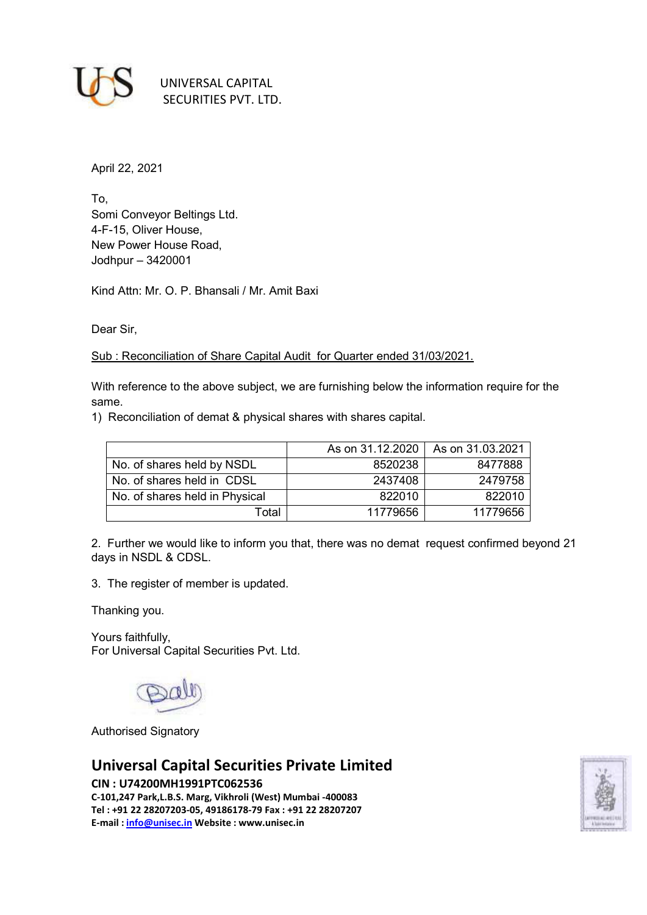UNIVERSAL CAPITAL SECURITIES PVT. LTD.

April 22, 2021

To,
Somi Conveyor Beltings Ltd.
4-F-15, Oliver House,
New Power House Road,
Jodhpur – 3420001

Kind Attn: Mr. O. P. Bhansali / Mr. Amit Baxi

Dear Sir,

Sub : Reconciliation of Share Capital Audit for Quarter ended 31/03/2021.

With reference to the above subject, we are furnishing below the information require for the same.

1) Reconciliation of demat & physical shares with shares capital.

| | As on 31.12.2020 | As on 31.03.2021 |
|---|---|---|
| No. of shares held by NSDL | 8520238 | 8477888 |
| No. of shares held in CDSL | 2437408 | 2479758 |
| No. of shares held in Physical | 822010 | 822010 |
| Total | 11779656 | 11779656 |

2. Further we would like to inform you that, there was no demat request confirmed beyond 21 days in NSDL & CDSL.

3. The register of member is updated.

Thanking you.

Yours faithfully,
For Universal Capital Securities Pvt. Ltd.

Authorised Signatory

## Universal Capital Securities Private Limited

**CIN : U74200MH1991PTC062536**
**C-101,247 Park,L.B.S. Marg, Vikhroli (West) Mumbai -400083**
**Tel : +91 22 28207203-05, 49186178-79 Fax : +91 22 28207207**
**E-mail : info@unisec.in Website : www.unisec.in**